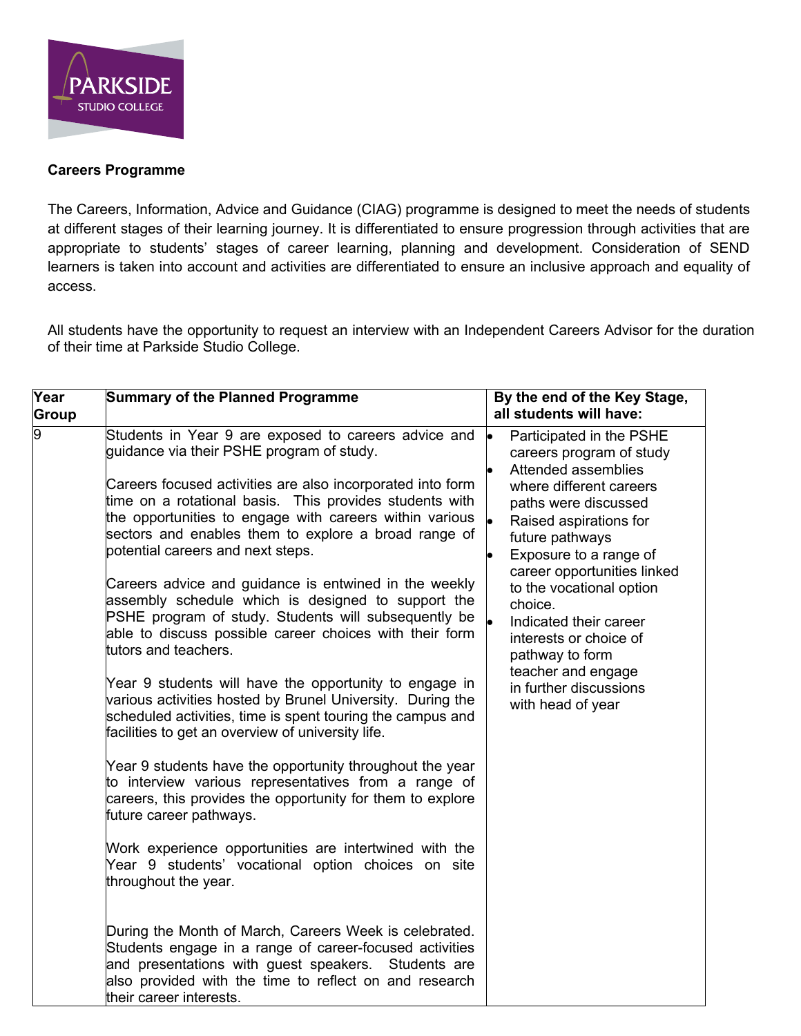**Careers Programme**

The Careers, Information, Advice and Guidance (CIAG) programme is designed to meet the needs of students at different stages of their learning journey. It is differentiated to ensure progression through activities that are appropriate to students' stages of career learning, planning and development. Consideration of SEND learners is taken into account and activities are differentiated to ensure an inclusive approach and equality of access.

All students have the opportunity to request an interview with an Independent Careers Advisor for the duration of their time at Parkside Studio College.

| Year Group | Summary of the Planned Programme | By the end of the Key Stage, all students will have: |
|---|---|---|
| 9 | Students in Year 9 are exposed to careers advice and guidance via their PSHE program of study.<br><br>Careers focused activities are also incorporated into form time on a rotational basis. This provides students with the opportunities to engage with careers within various sectors and enables them to explore a broad range of potential careers and next steps.<br><br>Careers advice and guidance is entwined in the weekly assembly schedule which is designed to support the PSHE program of study. Students will subsequently be able to discuss possible career choices with their form tutors and teachers.<br><br>Year 9 students will have the opportunity to engage in various activities hosted by Brunel University. During the scheduled activities, time is spent touring the campus and facilities to get an overview of university life.<br><br>Year 9 students have the opportunity throughout the year to interview various representatives from a range of careers, this provides the opportunity for them to explore future career pathways.<br><br>Work experience opportunities are intertwined with the Year 9 students' vocational option choices on site throughout the year.<br><br>During the Month of March, Careers Week is celebrated. Students engage in a range of career-focused activities and presentations with guest speakers. Students are also provided with the time to reflect on and research their career interests. | • Participated in the PSHE careers program of study<br>• Attended assemblies where different careers paths were discussed<br>• Raised aspirations for future pathways<br>• Exposure to a range of career opportunities linked to the vocational option choice.<br>• Indicated their career interests or choice of pathway to form teacher and engage in further discussions with head of year |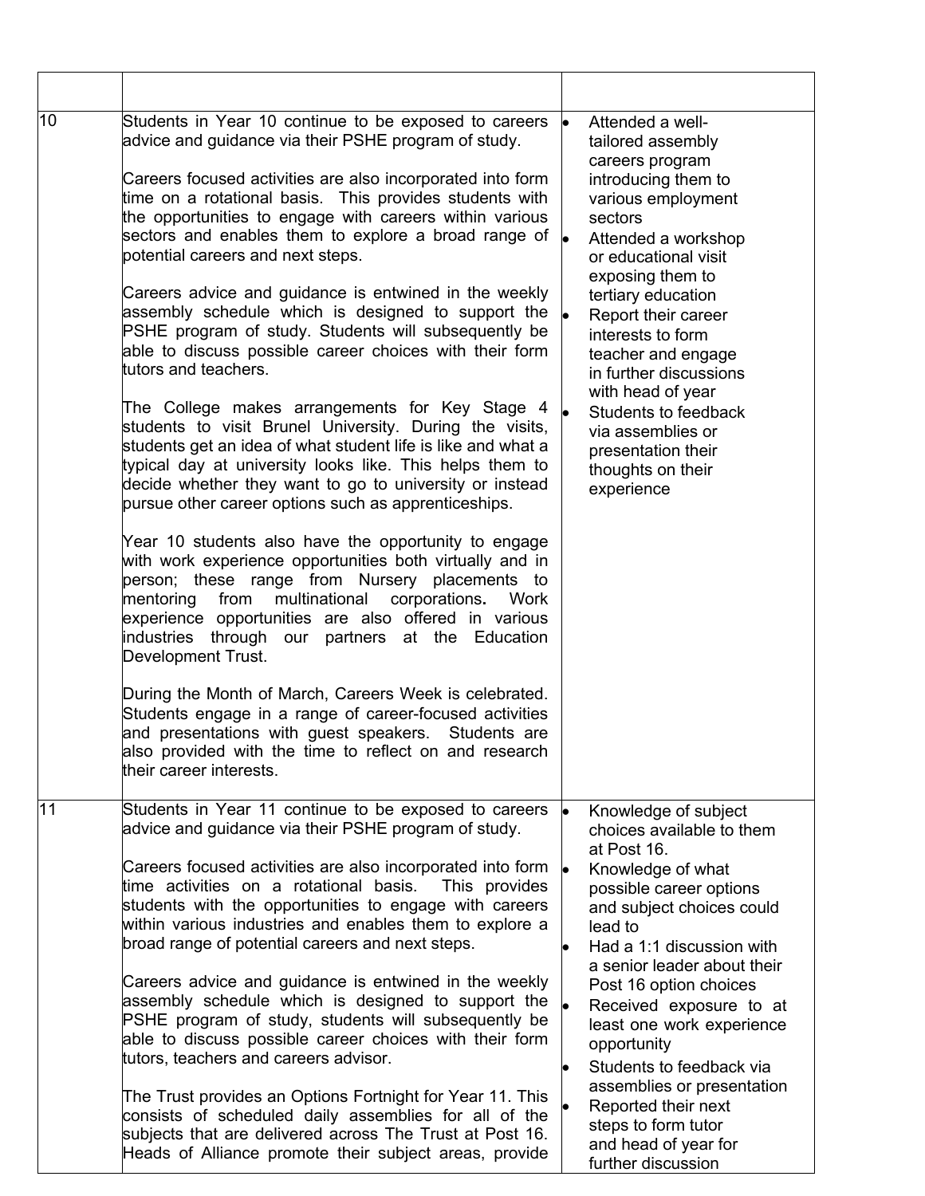| | | |
|---|---|---|
| 10 | Students in Year 10 continue to be exposed to careers advice and guidance via their PSHE program of study.<br><br>Careers focused activities are also incorporated into form time on a rotational basis. This provides students with the opportunities to engage with careers within various sectors and enables them to explore a broad range of potential careers and next steps.<br><br>Careers advice and guidance is entwined in the weekly assembly schedule which is designed to support the PSHE program of study. Students will subsequently be able to discuss possible career choices with their form tutors and teachers.<br><br>The College makes arrangements for Key Stage 4 students to visit Brunel University. During the visits, students get an idea of what student life is like and what a typical day at university looks like. This helps them to decide whether they want to go to university or instead pursue other career options such as apprenticeships.<br><br>Year 10 students also have the opportunity to engage with work experience opportunities both virtually and in person; these range from Nursery placements to mentoring from multinational corporations. Work experience opportunities are also offered in various industries through our partners at the Education Development Trust.<br><br>During the Month of March, Careers Week is celebrated. Students engage in a range of career-focused activities and presentations with guest speakers. Students are also provided with the time to reflect on and research their career interests. | • Attended a well-tailored assembly careers program introducing them to various employment sectors<br>• Attended a workshop or educational visit exposing them to tertiary education<br>• Report their career interests to form teacher and engage in further discussions with head of year<br>• Students to feedback via assemblies or presentation their thoughts on their experience |
| 11 | Students in Year 11 continue to be exposed to careers advice and guidance via their PSHE program of study.<br><br>Careers focused activities are also incorporated into form time activities on a rotational basis. This provides students with the opportunities to engage with careers within various industries and enables them to explore a broad range of potential careers and next steps.<br><br>Careers advice and guidance is entwined in the weekly assembly schedule which is designed to support the PSHE program of study, students will subsequently be able to discuss possible career choices with their form tutors, teachers and careers advisor.<br><br>The Trust provides an Options Fortnight for Year 11. This consists of scheduled daily assemblies for all of the subjects that are delivered across The Trust at Post 16. Heads of Alliance promote their subject areas, provide | • Knowledge of subject choices available to them at Post 16.<br>• Knowledge of what possible career options and subject choices could lead to<br>• Had a 1:1 discussion with a senior leader about their Post 16 option choices<br>• Received exposure to at least one work experience opportunity<br>• Students to feedback via assemblies or presentation<br>• Reported their next steps to form tutor and head of year for further discussion |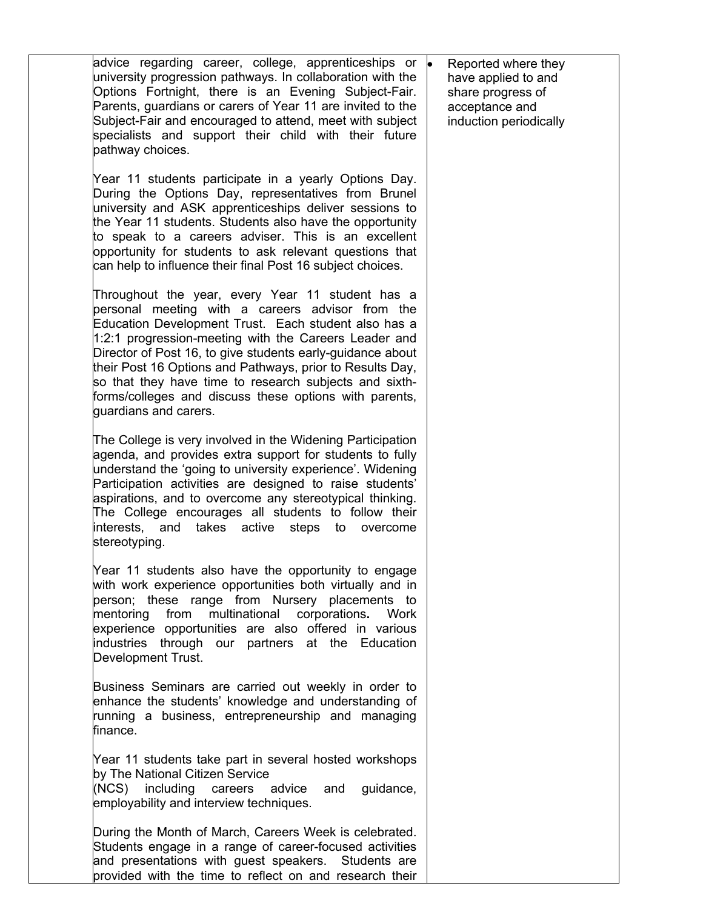| | | |
|---|---|---|
| | advice regarding career, college, apprenticeships or university progression pathways. In collaboration with the Options Fortnight, there is an Evening Subject-Fair. Parents, guardians or carers of Year 11 are invited to the Subject-Fair and encouraged to attend, meet with subject specialists and support their child with their future pathway choices.<br><br>Year 11 students participate in a yearly Options Day. During the Options Day, representatives from Brunel university and ASK apprenticeships deliver sessions to the Year 11 students. Students also have the opportunity to speak to a careers adviser. This is an excellent opportunity for students to ask relevant questions that can help to influence their final Post 16 subject choices.<br><br>Throughout the year, every Year 11 student has a personal meeting with a careers advisor from the Education Development Trust. Each student also has a 1:2:1 progression-meeting with the Careers Leader and Director of Post 16, to give students early-guidance about their Post 16 Options and Pathways, prior to Results Day, so that they have time to research subjects and sixth-forms/colleges and discuss these options with parents, guardians and carers.<br><br>The College is very involved in the Widening Participation agenda, and provides extra support for students to fully understand the 'going to university experience'. Widening Participation activities are designed to raise students' aspirations, and to overcome any stereotypical thinking. The College encourages all students to follow their interests, and takes active steps to overcome stereotyping.<br><br>Year 11 students also have the opportunity to engage with work experience opportunities both virtually and in person; these range from Nursery placements to mentoring from multinational corporations**.** Work experience opportunities are also offered in various industries through our partners at the Education Development Trust.<br><br>Business Seminars are carried out weekly in order to enhance the students' knowledge and understanding of running a business, entrepreneurship and managing finance.<br><br>Year 11 students take part in several hosted workshops by The National Citizen Service (NCS) including careers advice and guidance, employability and interview techniques.<br><br>During the Month of March, Careers Week is celebrated. Students engage in a range of career-focused activities and presentations with guest speakers. Students are provided with the time to reflect on and research their | • Reported where they have applied to and share progress of acceptance and induction periodically |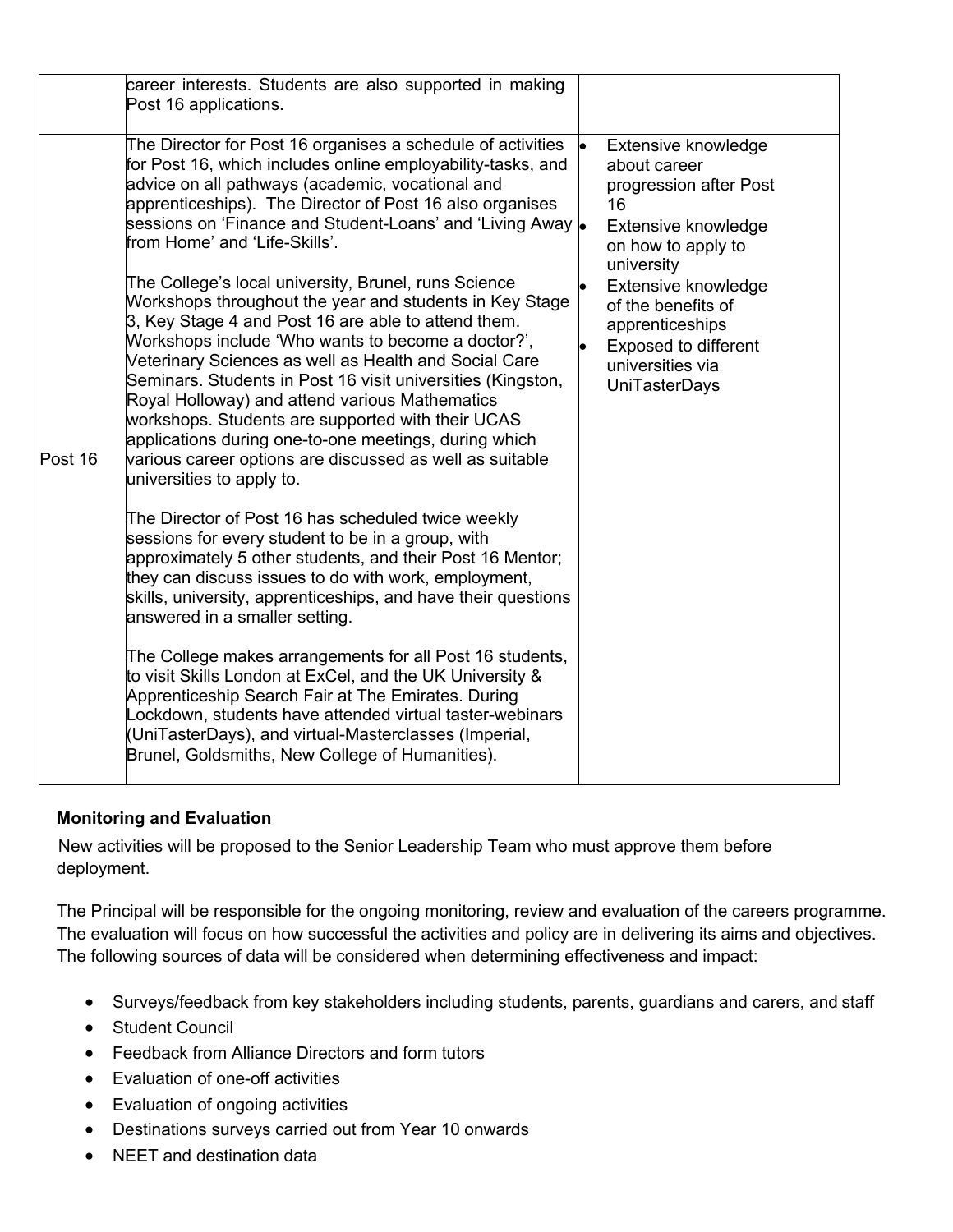| | | |
|---|---|---|
| | career interests. Students are also supported in making Post 16 applications. | |
| Post 16 | The Director for Post 16 organises a schedule of activities for Post 16, which includes online employability-tasks, and advice on all pathways (academic, vocational and apprenticeships). The Director of Post 16 also organises sessions on 'Finance and Student-Loans' and 'Living Away from Home' and 'Life-Skills'.<br><br>The College's local university, Brunel, runs Science Workshops throughout the year and students in Key Stage 3, Key Stage 4 and Post 16 are able to attend them. Workshops include 'Who wants to become a doctor?', Veterinary Sciences as well as Health and Social Care Seminars. Students in Post 16 visit universities (Kingston, Royal Holloway) and attend various Mathematics workshops. Students are supported with their UCAS applications during one-to-one meetings, during which various career options are discussed as well as suitable universities to apply to.<br><br>The Director of Post 16 has scheduled twice weekly sessions for every student to be in a group, with approximately 5 other students, and their Post 16 Mentor; they can discuss issues to do with work, employment, skills, university, apprenticeships, and have their questions answered in a smaller setting.<br><br>The College makes arrangements for all Post 16 students, to visit Skills London at ExCel, and the UK University & Apprenticeship Search Fair at The Emirates. During Lockdown, students have attended virtual taster-webinars (UniTasterDays), and virtual-Masterclasses (Imperial, Brunel, Goldsmiths, New College of Humanities). | • Extensive knowledge about career progression after Post 16<br>• Extensive knowledge on how to apply to university<br>• Extensive knowledge of the benefits of apprenticeships<br>• Exposed to different universities via UniTasterDays |

**Monitoring and Evaluation**

New activities will be proposed to the Senior Leadership Team who must approve them before deployment.

The Principal will be responsible for the ongoing monitoring, review and evaluation of the careers programme. The evaluation will focus on how successful the activities and policy are in delivering its aims and objectives. The following sources of data will be considered when determining effectiveness and impact:

- Surveys/feedback from key stakeholders including students, parents, guardians and carers, and staff
- Student Council
- Feedback from Alliance Directors and form tutors
- Evaluation of one-off activities
- Evaluation of ongoing activities
- Destinations surveys carried out from Year 10 onwards
- NEET and destination data